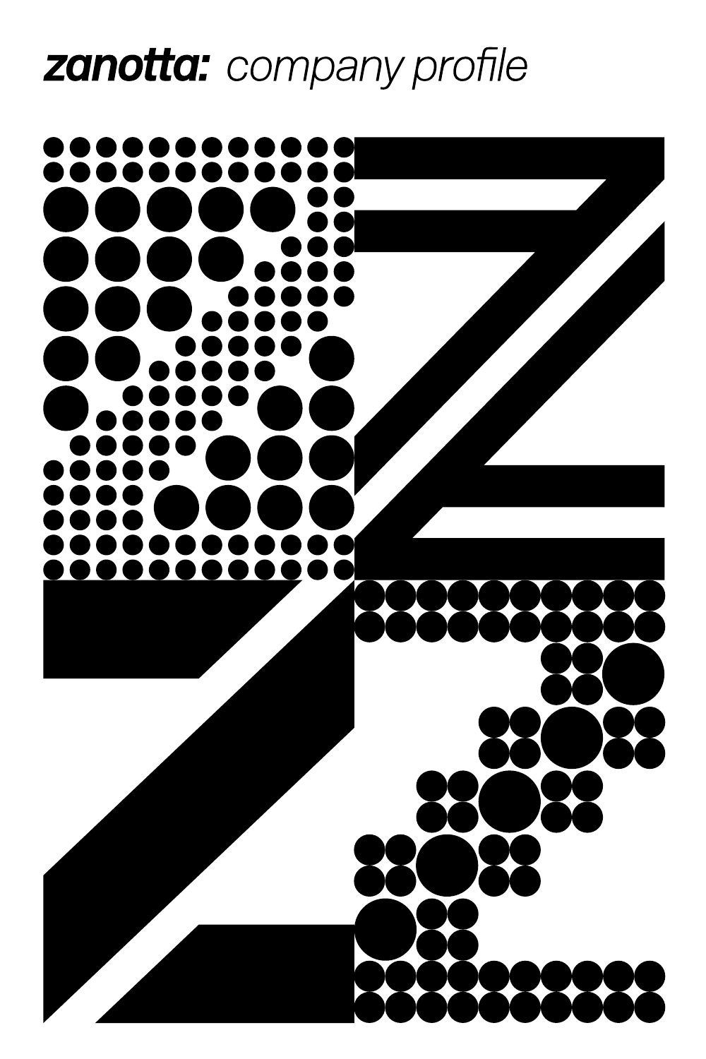# **zanotta:** *company profile*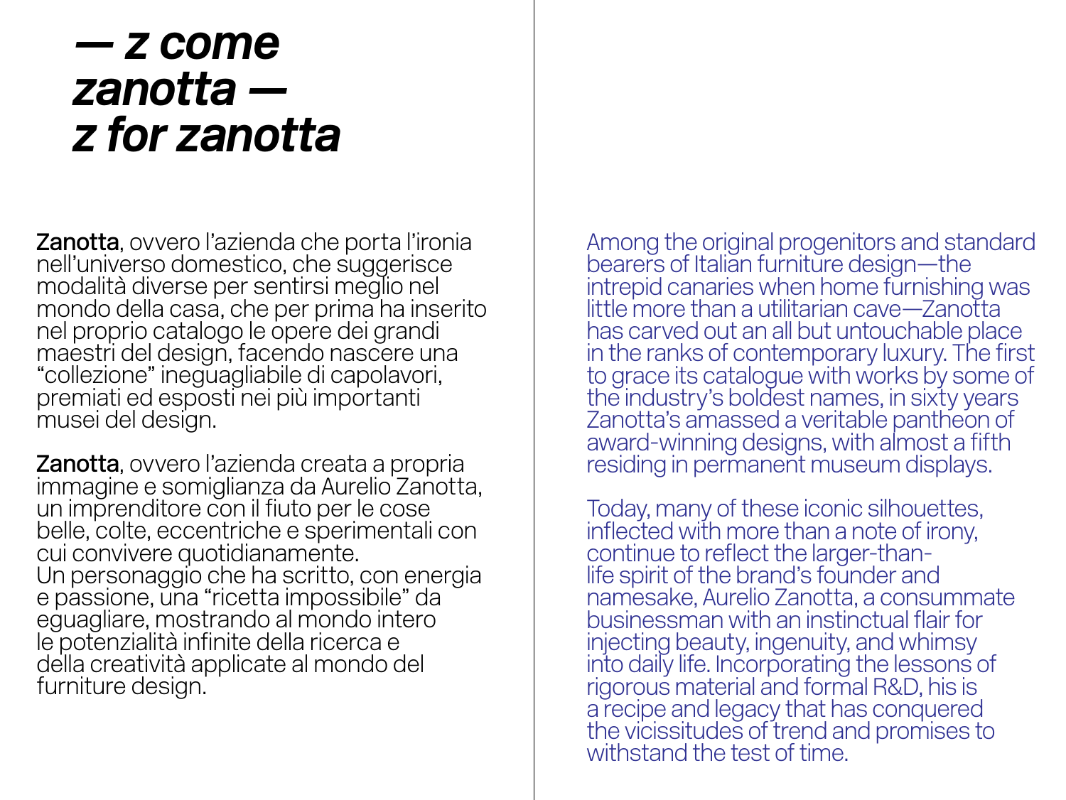# — z come zanotta — z for zanotta

**Zanotta**, ovvero l'azienda che porta l'ironia nell'universo domestico, che suggerisce modalità diverse per sentirsi meglio nel mondo della casa, che per prima ha inserito nel proprio catalogo le opere dei grandi maestri del design, facendo nascere una "collezione" ineguagliabile di capolavori, premiati ed esposti nei più importanti musei del design.

**Zanotta**, ovvero l'azienda creata a propria immagine e somiglianza da Aurelio Zanotta, un imprenditore con il fiuto per le cose belle, colte, eccentriche e sperimentali con cui convivere quotidianamente. Un personaggio che ha scritto, con energia e passione, una "ricetta impossibile" da eguagliare, mostrando al mondo intero le potenzialità infinite della ricerca e della creatività applicate al mondo del furniture design.

Among the original progenitors and standard bearers of Italian furniture design—the intrepid canaries when home furnishing was little more than a utilitarian cave—Zanotta has carved out an all but untouchable place in the ranks of contemporary luxury. The first to grace its catalogue with works by some of the industry's boldest names, in sixty years Zanotta's amassed a veritable pantheon of award-winning designs, with almost a fifth residing in permanent museum displays.

Today, many of these iconic silhouettes, inflected with more than a note of irony, continue to reflect the larger-than-life spirit of the brand's founder and namesake, Aurelio Zanotta, a consummate businessman with an instinctual flair for injecting beauty, ingenuity, and whimsy into daily life. Incorporating the lessons of rigorous material and formal R&D, his is a recipe and legacy that has conquered the vicissitudes of trend and promises to withstand the test of time.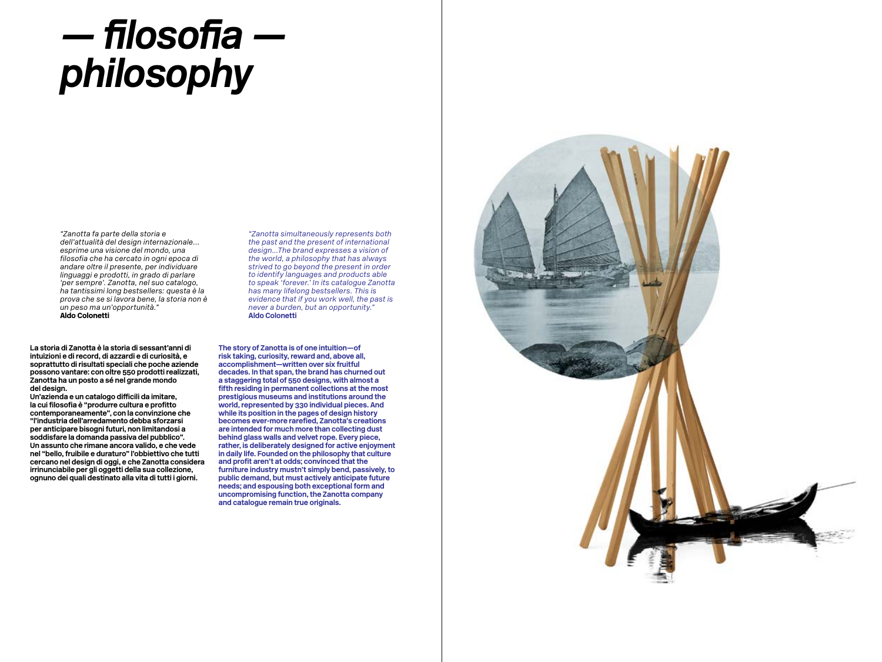# *— filosofia — philosophy*

*"Zanotta fa parte della storia e dell'attualità del design internazionale... esprime una visione del mondo, una filosofia che ha cercato in ogni epoca di andare oltre il presente, per individuare linguaggi e prodotti, in grado di parlare 'per sempre'. Zanotta, nel suo catalogo, ha tantissimi long bestsellers: questa è la prova che se si lavora bene, la storia non è un peso ma un'opportunità."*
**Aldo Colonetti**

*"Zanotta simultaneously represents both the past and the present of international design...The brand expresses a vision of the world, a philosophy that has always strived to go beyond the present in order to identify languages and products able to speak 'forever.' In its catalogue Zanotta has many lifelong bestsellers. This is evidence that if you work well, the past is never a burden, but an opportunity."*
**Aldo Colonetti**

**La storia di Zanotta è la storia di sessant'anni di intuizioni e di record, di azzardi e di curiosità, e soprattutto di risultati speciali che poche aziende possono vantare: con oltre 550 prodotti realizzati, Zanotta ha un posto a sé nel grande mondo del design.
Un'azienda e un catalogo difficili da imitare, la cui filosofia è "produrre cultura e profitto contemporaneamente", con la convinzione che "l'industria dell'arredamento debba sforzarsi per anticipare bisogni futuri, non limitandosi a soddisfare la domanda passiva del pubblico".
Un assunto che rimane ancora valido, e che vede nel "bello, fruibile e duraturo" l'obbiettivo che tutti cercano nel design di oggi, e che Zanotta considera irrinunciabile per gli oggetti della sua collezione, ognuno dei quali destinato alla vita di tutti i giorni.**

**The story of Zanotta is of one intuition—of risk taking, curiosity, reward and, above all, accomplishment—written over six fruitful decades. In that span, the brand has churned out a staggering total of 550 designs, with almost a fifth residing in permanent collections at the most prestigious museums and institutions around the world, represented by 330 individual pieces. And while its position in the pages of design history becomes ever-more rarefied, Zanotta's creations are intended for much more than collecting dust behind glass walls and velvet rope. Every piece, rather, is deliberately designed for active enjoyment in daily life. Founded on the philosophy that culture and profit aren't at odds; convinced that the furniture industry mustn't simply bend, passively, to public demand, but must actively anticipate future needs; and espousing both exceptional form and uncompromising function, the Zanotta company and catalogue remain true originals.**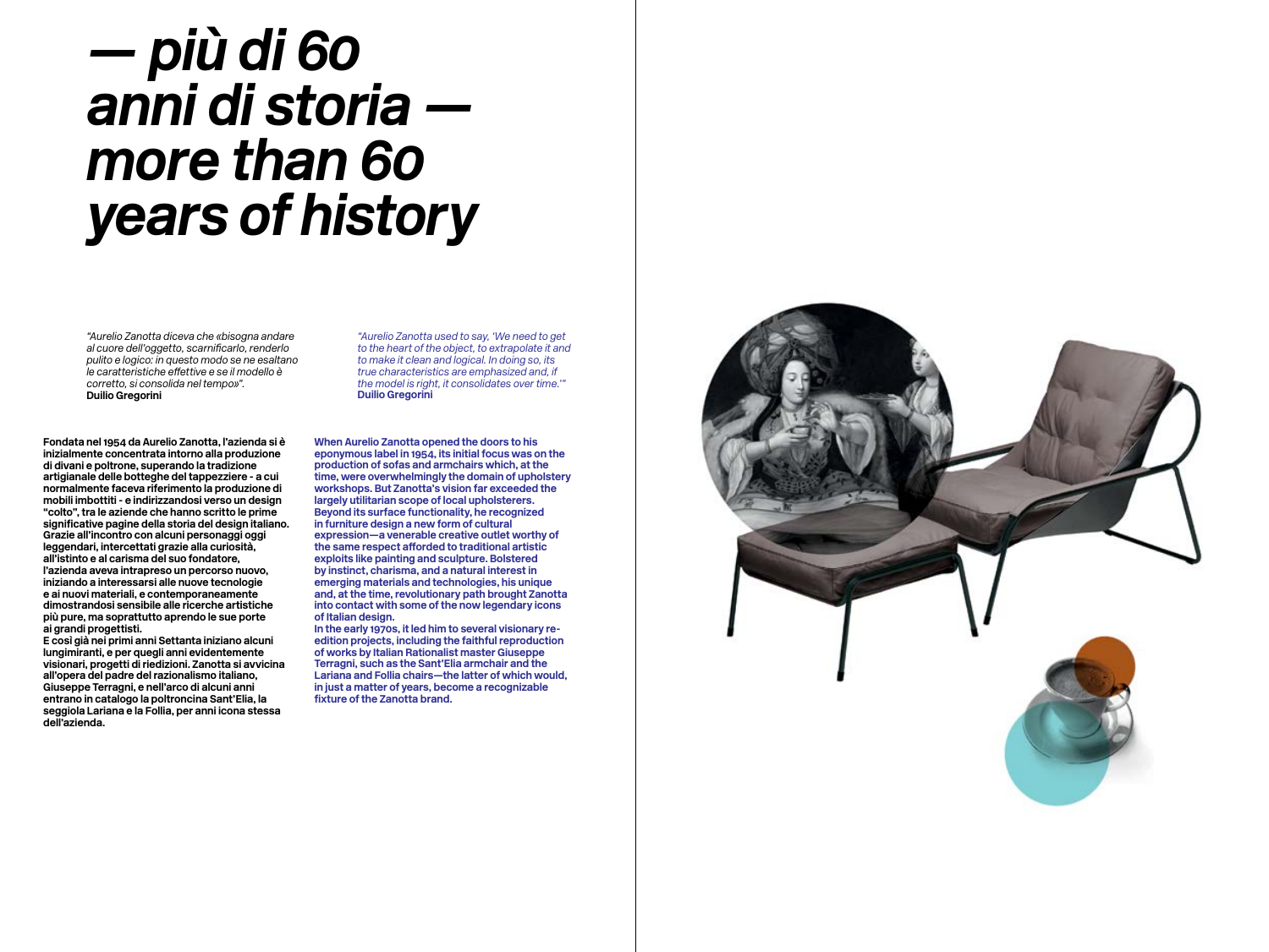# — più di 60 anni di storia — more than 60 years of history

*"Aurelio Zanotta diceva che «bisogna andare al cuore dell'oggetto, scarnificarlo, renderlo pulito e logico: in questo modo se ne esaltano le caratteristiche effettive e se il modello è corretto, si consolida nel tempo»".*
**Duilio Gregorini**

**Fondata nel 1954 da Aurelio Zanotta, l'azienda si è inizialmente concentrata intorno alla produzione di divani e poltrone, superando la tradizione artigianale delle botteghe del tappezziere - a cui normalmente faceva riferimento la produzione di mobili imbottiti - e indirizzandosi verso un design "colto", tra le aziende che hanno scritto le prime significative pagine della storia del design italiano. Grazie all'incontro con alcuni personaggi oggi leggendari, intercettati grazie alla curiosità, all'istinto e al carisma del suo fondatore, l'azienda aveva intrapreso un percorso nuovo, iniziando a interessarsi alle nuove tecnologie e ai nuovi materiali, e contemporaneamente dimostrandosi sensibile alle ricerche artistiche più pure, ma soprattutto aprendo le sue porte ai grandi progettisti.**
**E così già nei primi anni Settanta iniziano alcuni lungimiranti, e per quegli anni evidentemente visionari, progetti di riedizioni. Zanotta si avvicina all'opera del padre del razionalismo italiano, Giuseppe Terragni, e nell'arco di alcuni anni entrano in catalogo la poltroncina Sant'Elia, la seggiola Lariana e la Follia, per anni icona stessa dell'azienda.**

*"Aurelio Zanotta used to say, 'We need to get to the heart of the object, to extrapolate it and to make it clean and logical. In doing so, its true characteristics are emphasized and, if the model is right, it consolidates over time.'"*
**Duilio Gregorini**

**When Aurelio Zanotta opened the doors to his eponymous label in 1954, its initial focus was on the production of sofas and armchairs which, at the time, were overwhelmingly the domain of upholstery workshops. But Zanotta's vision far exceeded the largely utilitarian scope of local upholsterers. Beyond its surface functionality, he recognized in furniture design a new form of cultural expression—a venerable creative outlet worthy of the same respect afforded to traditional artistic exploits like painting and sculpture. Bolstered by instinct, charisma, and a natural interest in emerging materials and technologies, his unique and, at the time, revolutionary path brought Zanotta into contact with some of the now legendary icons of Italian design.**
**In the early 1970s, it led him to several visionary re-edition projects, including the faithful reproduction of works by Italian Rationalist master Giuseppe Terragni, such as the Sant'Elia armchair and the Lariana and Follia chairs—the latter of which would, in just a matter of years, become a recognizable fixture of the Zanotta brand.**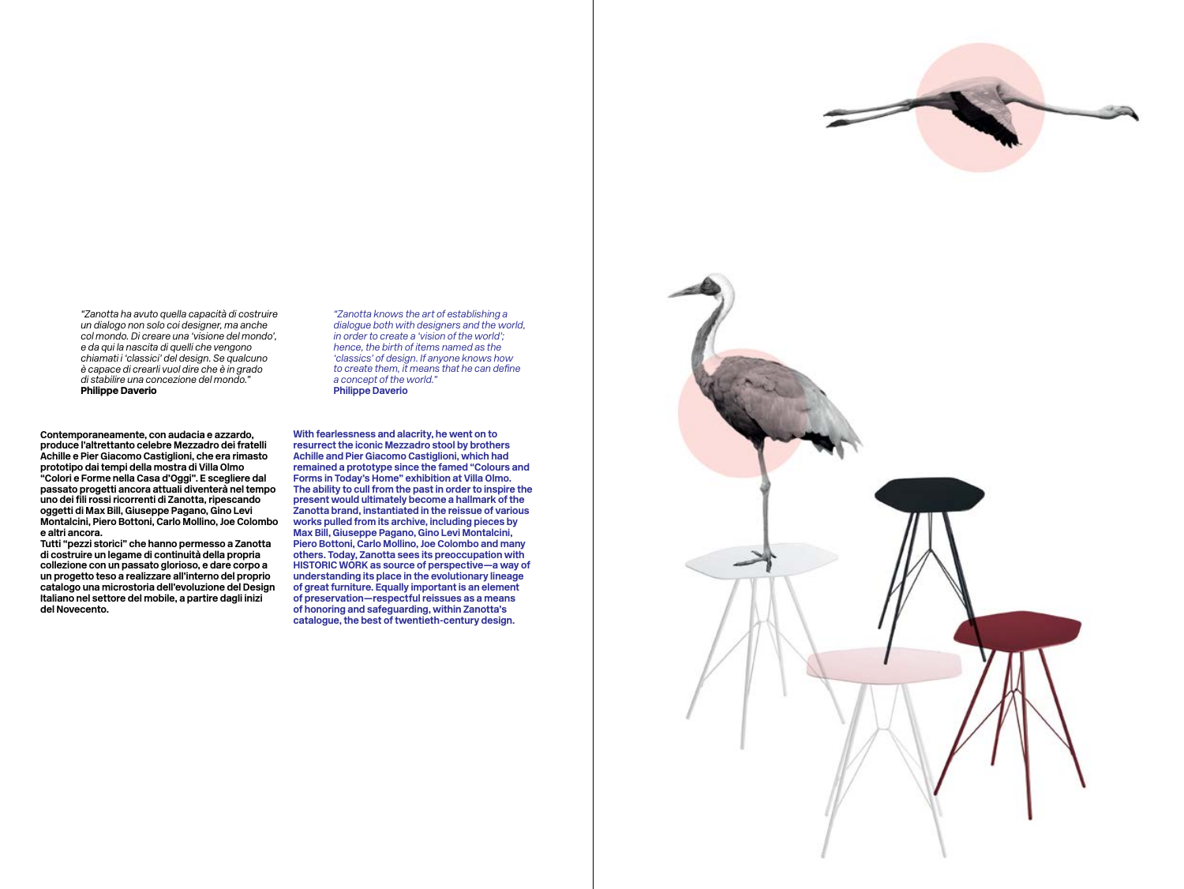*"Zanotta ha avuto quella capacità di costruire un dialogo non solo coi designer, ma anche col mondo. Di creare una 'visione del mondo', e da qui la nascita di quelli che vengono chiamati i 'classici' del design. Se qualcuno è capace di crearli vuol dire che è in grado di stabilire una concezione del mondo."*
**Philippe Daverio**

*"Zanotta knows the art of establishing a dialogue both with designers and the world, in order to create a 'vision of the world'; hence, the birth of items named as the 'classics' of design. If anyone knows how to create them, it means that he can define a concept of the world."*
**Philippe Daverio**

**Contemporaneamente, con audacia e azzardo, produce l'altrettanto celebre Mezzadro dei fratelli Achille e Pier Giacomo Castiglioni, che era rimasto prototipo dai tempi della mostra di Villa Olmo "Colori e Forme nella Casa d'Oggi". E scegliere dal passato progetti ancora attuali diventerà nel tempo uno dei fili rossi ricorrenti di Zanotta, ripescando oggetti di Max Bill, Giuseppe Pagano, Gino Levi Montalcini, Piero Bottoni, Carlo Mollino, Joe Colombo e altri ancora.**
**Tutti "pezzi storici" che hanno permesso a Zanotta di costruire un legame di continuità della propria collezione con un passato glorioso, e dare corpo a un progetto teso a realizzare all'interno del proprio catalogo una microstoria dell'evoluzione del Design Italiano nel settore del mobile, a partire dagli inizi del Novecento.**

**With fearlessness and alacrity, he went on to resurrect the iconic Mezzadro stool by brothers Achille and Pier Giacomo Castiglioni, which had remained a prototype since the famed "Colours and Forms in Today's Home" exhibition at Villa Olmo. The ability to cull from the past in order to inspire the present would ultimately become a hallmark of the Zanotta brand, instantiated in the reissue of various works pulled from its archive, including pieces by Max Bill, Giuseppe Pagano, Gino Levi Montalcini, Piero Bottoni, Carlo Mollino, Joe Colombo and many others. Today, Zanotta sees its preoccupation with HISTORIC WORK as source of perspective—a way of understanding its place in the evolutionary lineage of great furniture. Equally important is an element of preservation—respectful reissues as a means of honoring and safeguarding, within Zanotta's catalogue, the best of twentieth-century design.**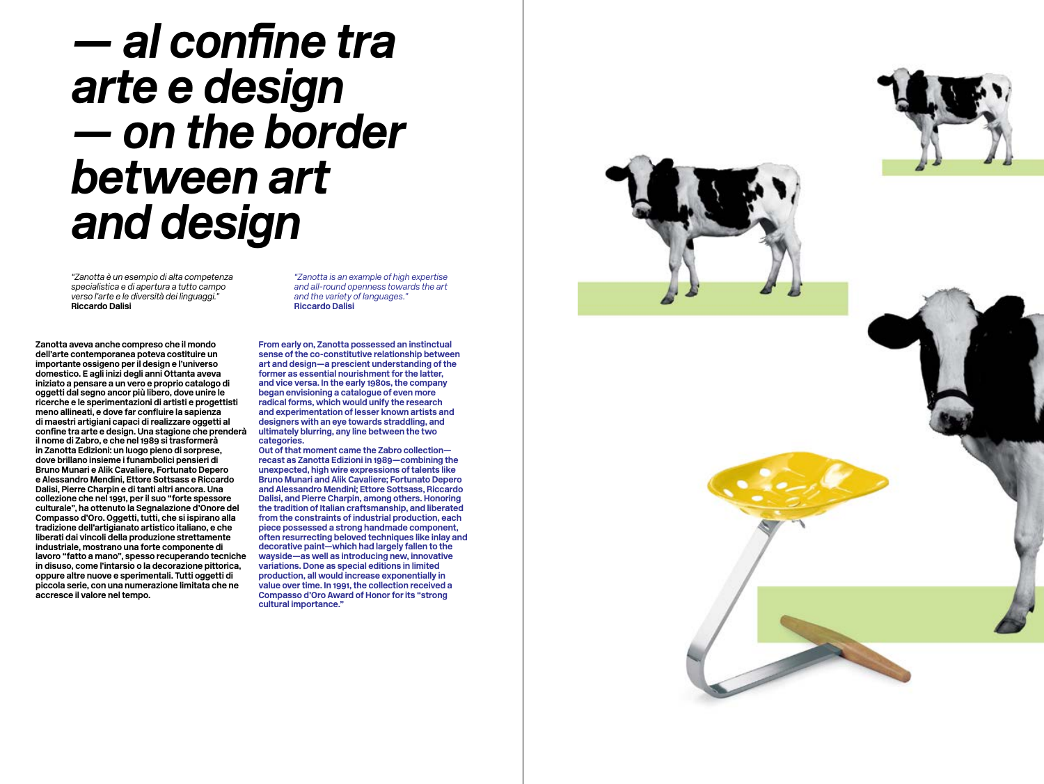# *— al confine tra arte e design — on the border between art and design*

*"Zanotta è un esempio di alta competenza specialistica e di apertura a tutto campo verso l'arte e le diversità dei linguaggi."*
**Riccardo Dalisi**

*"Zanotta is an example of high expertise and all-round openness towards the art and the variety of languages."*
**Riccardo Dalisi**

**Zanotta aveva anche compreso che il mondo dell'arte contemporanea poteva costituire un importante ossigeno per il design e l'universo domestico. E agli inizi degli anni Ottanta aveva iniziato a pensare a un vero e proprio catalogo di oggetti dal segno ancor più libero, dove unire le ricerche e le sperimentazioni di artisti e progettisti meno allineati, e dove far confluire la sapienza di maestri artigiani capaci di realizzare oggetti al confine tra arte e design. Una stagione che prenderà il nome di Zabro, e che nel 1989 si trasformerà in Zanotta Edizioni: un luogo pieno di sorprese, dove brillano insieme i funambolici pensieri di Bruno Munari e Alik Cavaliere, Fortunato Depero e Alessandro Mendini, Ettore Sottsass e Riccardo Dalisi, Pierre Charpin e di tanti altri ancora. Una collezione che nel 1991, per il suo "forte spessore culturale", ha ottenuto la Segnalazione d'Onore del Compasso d'Oro. Oggetti, tutti, che si ispirano alla tradizione dell'artigianato artistico italiano, e che liberati dai vincoli della produzione strettamente industriale, mostrano una forte componente di lavoro "fatto a mano", spesso recuperando tecniche in disuso, come l'intarsio o la decorazione pittorica, oppure altre nuove e sperimentali. Tutti oggetti di piccola serie, con una numerazione limitata che ne accresce il valore nel tempo.**

**From early on, Zanotta possessed an instinctual sense of the co-constitutive relationship between art and design—a prescient understanding of the former as essential nourishment for the latter, and vice versa. In the early 1980s, the company began envisioning a catalogue of even more radical forms, which would unify the research and experimentation of lesser known artists and designers with an eye towards straddling, and ultimately blurring, any line between the two categories.**
**Out of that moment came the Zabro collection—recast as Zanotta Edizioni in 1989—combining the unexpected, high wire expressions of talents like Bruno Munari and Alik Cavaliere; Fortunato Depero and Alessandro Mendini; Ettore Sottsass, Riccardo Dalisi, and Pierre Charpin, among others. Honoring the tradition of Italian craftsmanship, and liberated from the constraints of industrial production, each piece possessed a strong handmade component, often resurrecting beloved techniques like inlay and decorative paint—which had largely fallen to the wayside—as well as introducing new, innovative variations. Done as special editions in limited production, all would increase exponentially in value over time. In 1991, the collection received a Compasso d'Oro Award of Honor for its "strong cultural importance."**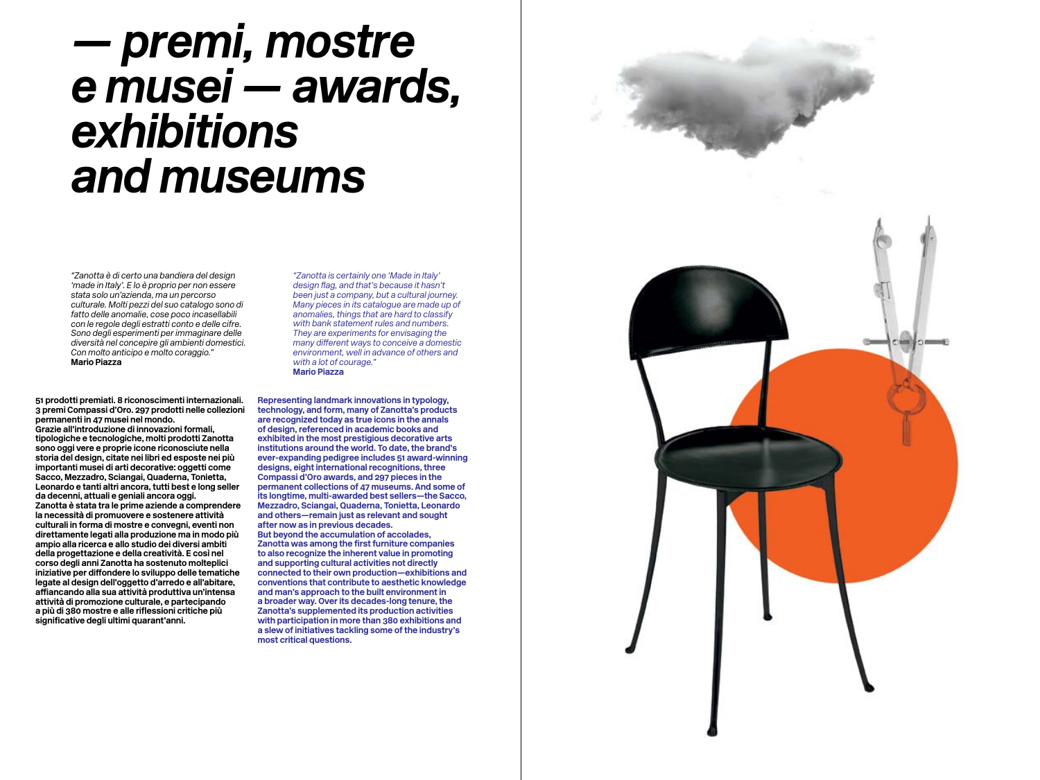# *— premi, mostre e musei — awards, exhibitions and museums*

*"Zanotta è di certo una bandiera del design 'made in Italy'. E lo è proprio per non essere stata solo un'azienda, ma un percorso culturale. Molti pezzi del suo catalogo sono di fatto delle anomalie, cose poco incasellabili con le regole degli estratti conto e delle cifre. Sono degli esperimenti per immaginare delle diversità nel concepire gli ambienti domestici. Con molto anticipo e molto coraggio."*
**Mario Piazza**

**51 prodotti premiati. 8 riconoscimenti internazionali. 3 premi Compassi d'Oro. 297 prodotti nelle collezioni permanenti in 47 musei nel mondo.**
**Grazie all'introduzione di innovazioni formali, tipologiche e tecnologiche, molti prodotti Zanotta sono oggi vere e proprie icone riconosciute nella storia del design, citate nei libri ed esposte nei più importanti musei di arti decorative: oggetti come Sacco, Mezzadro, Sciangai, Quaderna, Tonietta, Leonardo e tanti altri ancora, tutti best e long seller da decenni, attuali e geniali ancora oggi.**
**Zanotta è stata tra le prime aziende a comprendere la necessità di promuovere e sostenere attività culturali in forma di mostre e convegni, eventi non direttamente legati alla produzione ma in modo più ampio alla ricerca e allo studio dei diversi ambiti della progettazione e della creatività. E così nel corso degli anni Zanotta ha sostenuto molteplici iniziative per diffondere lo sviluppo delle tematiche legate al design dell'oggetto d'arredo e all'abitare, affiancando alla sua attività produttiva un'intensa attività di promozione culturale, e partecipando a più di 380 mostre e alle riflessioni critiche più significative degli ultimi quarant'anni.**

*"Zanotta is certainly one 'Made in Italy' design flag, and that's because it hasn't been just a company, but a cultural journey. Many pieces in its catalogue are made up of anomalies, things that are hard to classify with bank statement rules and numbers. They are experiments for envisaging the many different ways to conceive a domestic environment, well in advance of others and with a lot of courage."*
**Mario Piazza**

**Representing landmark innovations in typology, technology, and form, many of Zanotta's products are recognized today as true icons in the annals of design, referenced in academic books and exhibited in the most prestigious decorative arts institutions around the world. To date, the brand's ever-expanding pedigree includes 51 award-winning designs, eight international recognitions, three Compassi d'Oro awards, and 297 pieces in the permanent collections of 47 museums. And some of its longtime, multi-awarded best sellers—the Sacco, Mezzadro, Sciangai, Quaderna, Tonietta, Leonardo and others—remain just as relevant and sought after now as in previous decades.**
**But beyond the accumulation of accolades, Zanotta was among the first furniture companies to also recognize the inherent value in promoting and supporting cultural activities not directly connected to their own production—exhibitions and conventions that contribute to aesthetic knowledge and man's approach to the built environment in a broader way. Over its decades-long tenure, the Zanotta's supplemented its production activities with participation in more than 380 exhibitions and a slew of initiatives tackling some of the industry's most critical questions.**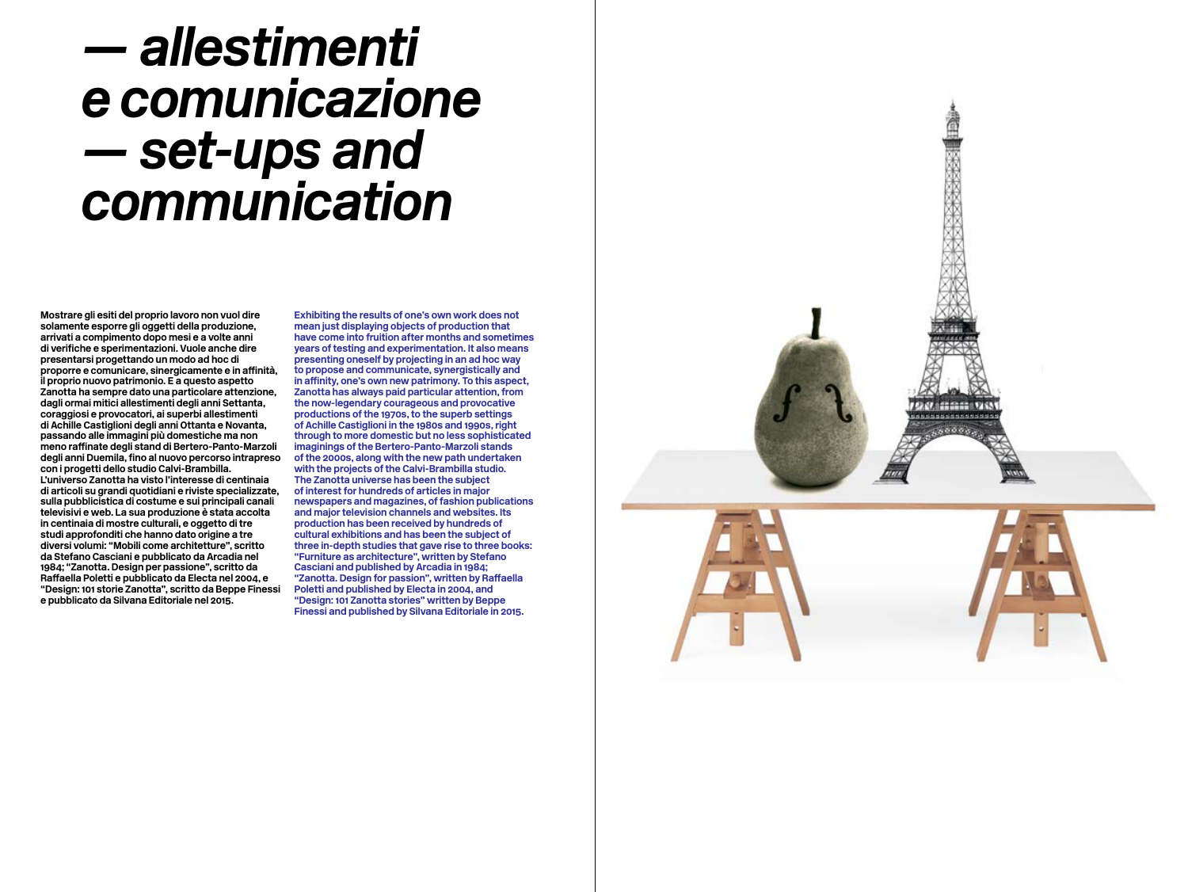# — *allestimenti e comunicazione*
# — *set-ups and communication*

**Mostrare gli esiti del proprio lavoro non vuol dire solamente esporre gli oggetti della produzione, arrivati a compimento dopo mesi e a volte anni di verifiche e sperimentazioni. Vuole anche dire presentarsi progettando un modo ad hoc di proporre e comunicare, sinergicamente e in affinità, il proprio nuovo patrimonio. E a questo aspetto Zanotta ha sempre dato una particolare attenzione, dagli ormai mitici allestimenti degli anni Settanta, coraggiosi e provocatori, ai superbi allestimenti di Achille Castiglioni degli anni Ottanta e Novanta, passando alle immagini più domestiche ma non meno raffinate degli stand di Bertero-Panto-Marzoli degli anni Duemila, fino al nuovo percorso intrapreso con i progetti dello studio Calvi-Brambilla. L'universo Zanotta ha visto l'interesse di centinaia di articoli su grandi quotidiani e riviste specializzate, sulla pubblicistica di costume e sui principali canali televisivi e web. La sua produzione è stata accolta in centinaia di mostre culturali, e oggetto di tre studi approfonditi che hanno dato origine a tre diversi volumi: "Mobili come architetture", scritto da Stefano Casciani e pubblicato da Arcadia nel 1984; "Zanotta. Design per passione", scritto da Raffaella Poletti e pubblicato da Electa nel 2004, e "Design: 101 storie Zanotta", scritto da Beppe Finessi e pubblicato da Silvana Editoriale nel 2015.**

**Exhibiting the results of one's own work does not mean just displaying objects of production that have come into fruition after months and sometimes years of testing and experimentation. It also means presenting oneself by projecting in an ad hoc way to propose and communicate, synergistically and in affinity, one's own new patrimony. To this aspect, Zanotta has always paid particular attention, from the now-legendary courageous and provocative productions of the 1970s, to the superb settings of Achille Castiglioni in the 1980s and 1990s, right through to more domestic but no less sophisticated imaginings of the Bertero-Panto-Marzoli stands of the 2000s, along with the new path undertaken with the projects of the Calvi-Brambilla studio. The Zanotta universe has been the subject of interest for hundreds of articles in major newspapers and magazines, of fashion publications and major television channels and websites. Its production has been received by hundreds of cultural exhibitions and has been the subject of three in-depth studies that gave rise to three books: "Furniture as architecture", written by Stefano Casciani and published by Arcadia in 1984; "Zanotta. Design for passion", written by Raffaella Poletti and published by Electa in 2004, and "Design: 101 Zanotta stories" written by Beppe Finessi and published by Silvana Editoriale in 2015.**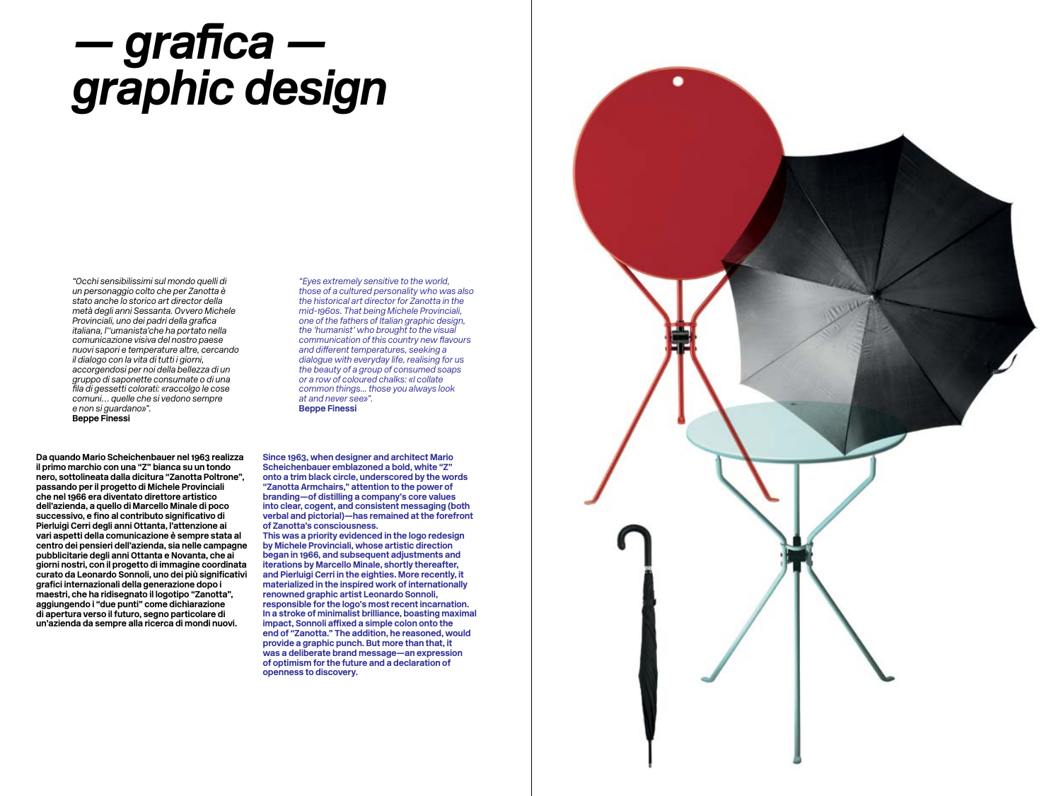# — grafica — graphic design

*"Occhi sensibilissimi sul mondo quelli di un personaggio colto che per Zanotta è stato anche lo storico art director della metà degli anni Sessanta. Ovvero Michele Provinciali, uno dei padri della grafica italiana, l''umanista'che ha portato nella comunicazione visiva del nostro paese nuovi sapori e temperature altre, cercando il dialogo con la vita di tutti i giorni, accorgendosi per noi della bellezza di un gruppo di saponette consumate o di una fila di gessetti colorati: «raccolgo le cose comuni… quelle che si vedono sempre e non si guardano»".*
**Beppe Finessi**

*"Eyes extremely sensitive to the world, those of a cultured personality who was also the historical art director for Zanotta in the mid-1960s. That being Michele Provinciali, one of the fathers of Italian graphic design, the 'humanist' who brought to the visual communication of this country new flavours and different temperatures, seeking a dialogue with everyday life, realising for us the beauty of a group of consumed soaps or a row of coloured chalks: «I collate common things… those you always look at and never see»".*
**Beppe Finessi**

**Da quando Mario Scheichenbauer nel 1963 realizza il primo marchio con una "Z" bianca su un tondo nero, sottolineata dalla dicitura "Zanotta Poltrone", passando per il progetto di Michele Provinciali che nel 1966 era diventato direttore artistico dell'azienda, a quello di Marcello Minale di poco successivo, e fino al contributo significativo di Pierluigi Cerri degli anni Ottanta, l'attenzione ai vari aspetti della comunicazione è sempre stata al centro dei pensieri dell'azienda, sia nelle campagne pubblicitarie degli anni Ottanta e Novanta, che ai giorni nostri, con il progetto di immagine coordinata curato da Leonardo Sonnoli, uno dei più significativi grafici internazionali della generazione dopo i maestri, che ha ridisegnato il logotipo "Zanotta", aggiungendo i "due punti" come dichiarazione di apertura verso il futuro, segno particolare di un'azienda da sempre alla ricerca di mondi nuovi.**

**Since 1963, when designer and architect Mario Scheichenbauer emblazoned a bold, white "Z" onto a trim black circle, underscored by the words "Zanotta Armchairs," attention to the power of branding—of distilling a company's core values into clear, cogent, and consistent messaging (both verbal and pictorial)—has remained at the forefront of Zanotta's consciousness.**
**This was a priority evidenced in the logo redesign by Michele Provinciali, whose artistic direction began in 1966, and subsequent adjustments and iterations by Marcello Minale, shortly thereafter, and Pierluigi Cerri in the eighties. More recently, it materialized in the inspired work of internationally renowned graphic artist Leonardo Sonnoli, responsible for the logo's most recent incarnation. In a stroke of minimalist brilliance, boasting maximal impact, Sonnoli affixed a simple colon onto the end of "Zanotta." The addition, he reasoned, would provide a graphic punch. But more than that, it was a deliberate brand message—an expression of optimism for the future and a declaration of openness to discovery.**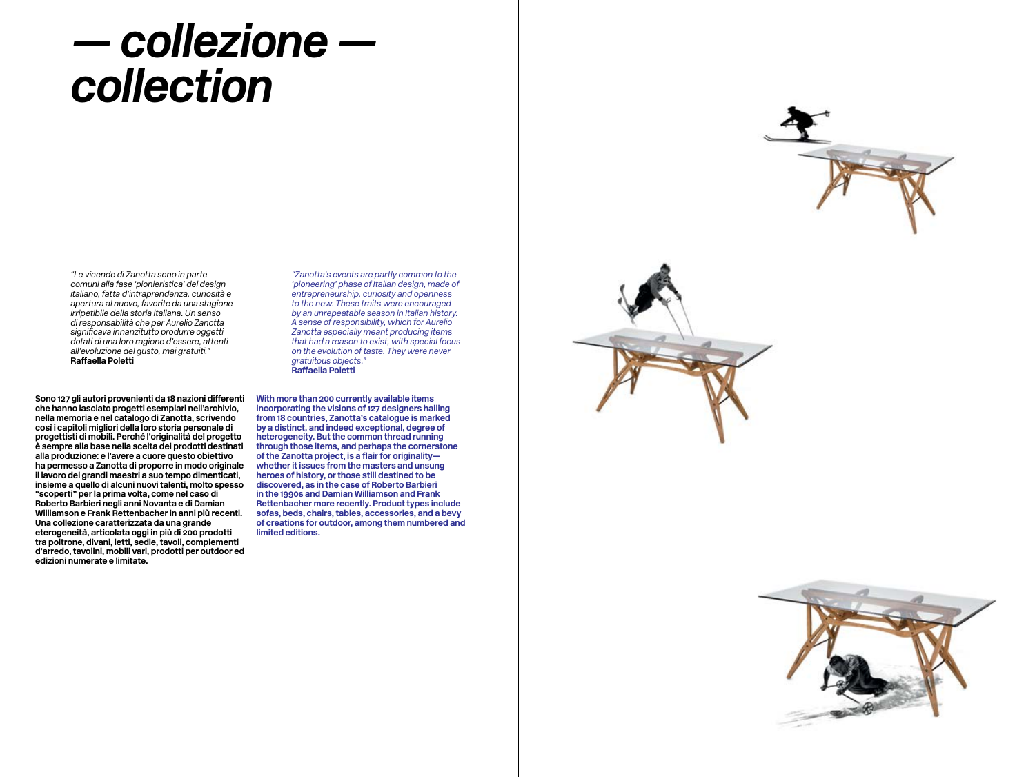# — collezione — collection

*"Le vicende di Zanotta sono in parte comuni alla fase 'pionieristica' del design italiano, fatta d'intraprendenza, curiosità e apertura al nuovo, favorite da una stagione irripetibile della storia italiana. Un senso di responsabilità che per Aurelio Zanotta significava innanzitutto produrre oggetti dotati di una loro ragione d'essere, attenti all'evoluzione del gusto, mai gratuiti."*
**Raffaella Poletti**

*"Zanotta's events are partly common to the 'pioneering' phase of Italian design, made of entrepreneurship, curiosity and openness to the new. These traits were encouraged by an unrepeatable season in Italian history. A sense of responsibility, which for Aurelio Zanotta especially meant producing items that had a reason to exist, with special focus on the evolution of taste. They were never gratuitous objects."*
**Raffaella Poletti**

**Sono 127 gli autori provenienti da 18 nazioni differenti che hanno lasciato progetti esemplari nell'archivio, nella memoria e nel catalogo di Zanotta, scrivendo così i capitoli migliori della loro storia personale di progettisti di mobili. Perché l'originalità del progetto è sempre alla base nella scelta dei prodotti destinati alla produzione: e l'avere a cuore questo obiettivo ha permesso a Zanotta di proporre in modo originale il lavoro dei grandi maestri a suo tempo dimenticati, insieme a quello di alcuni nuovi talenti, molto spesso "scoperti" per la prima volta, come nel caso di Roberto Barbieri negli anni Novanta e di Damian Williamson e Frank Rettenbacher in anni più recenti. Una collezione caratterizzata da una grande eterogeneità, articolata oggi in più di 200 prodotti tra poltrone, divani, letti, sedie, tavoli, complementi d'arredo, tavolini, mobili vari, prodotti per outdoor ed edizioni numerate e limitate.**

**With more than 200 currently available items incorporating the visions of 127 designers hailing from 18 countries, Zanotta's catalogue is marked by a distinct, and indeed exceptional, degree of heterogeneity. But the common thread running through those items, and perhaps the cornerstone of the Zanotta project, is a flair for originality—whether it issues from the masters and unsung heroes of history, or those still destined to be discovered, as in the case of Roberto Barbieri in the 1990s and Damian Williamson and Frank Rettenbacher more recently. Product types include sofas, beds, chairs, tables, accessories, and a bevy of creations for outdoor, among them numbered and limited editions.**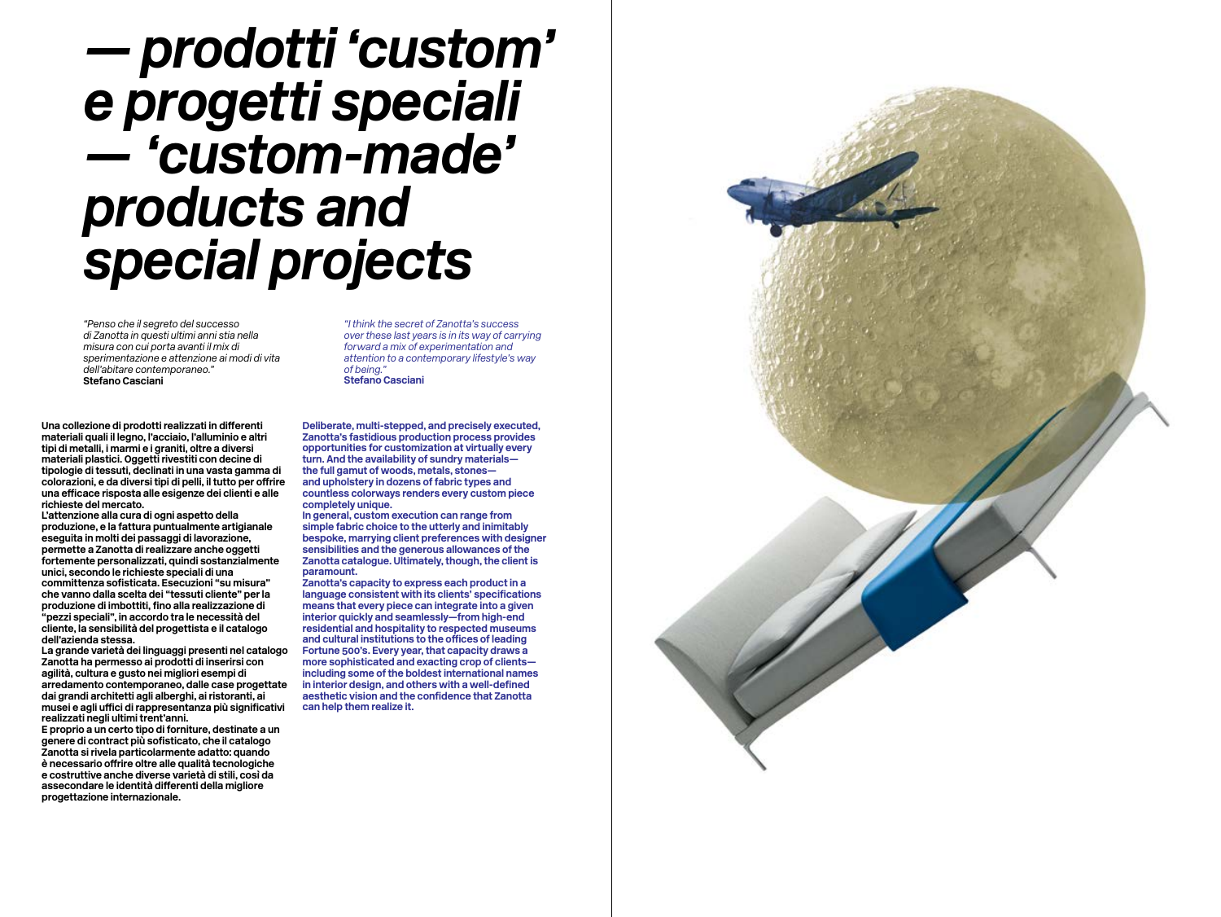# — prodotti 'custom' e progetti speciali — 'custom-made' products and special projects

*"Penso che il segreto del successo di Zanotta in questi ultimi anni stia nella misura con cui porta avanti il mix di sperimentazione e attenzione ai modi di vita dell'abitare contemporaneo."*
**Stefano Casciani**

*"I think the secret of Zanotta's success over these last years is in its way of carrying forward a mix of experimentation and attention to a contemporary lifestyle's way of being."*
**Stefano Casciani**

**Una collezione di prodotti realizzati in differenti materiali quali il legno, l'acciaio, l'alluminio e altri tipi di metalli, i marmi e i graniti, oltre a diversi materiali plastici. Oggetti rivestiti con decine di tipologie di tessuti, declinati in una vasta gamma di colorazioni, e da diversi tipi di pelli, il tutto per offrire una efficace risposta alle esigenze dei clienti e alle richieste del mercato.**
**L'attenzione alla cura di ogni aspetto della produzione, e la fattura puntualmente artigianale eseguita in molti dei passaggi di lavorazione, permette a Zanotta di realizzare anche oggetti fortemente personalizzati, quindi sostanzialmente unici, secondo le richieste speciali di una committenza sofisticata. Esecuzioni "su misura" che vanno dalla scelta dei "tessuti cliente" per la produzione di imbottiti, fino alla realizzazione di "pezzi speciali", in accordo tra le necessità del cliente, la sensibilità del progettista e il catalogo dell'azienda stessa.**
**La grande varietà dei linguaggi presenti nel catalogo Zanotta ha permesso ai prodotti di inserirsi con agilità, cultura e gusto nei migliori esempi di arredamento contemporaneo, dalle case progettate dai grandi architetti agli alberghi, ai ristoranti, ai musei e agli uffici di rappresentanza più significativi realizzati negli ultimi trent'anni.**
**E proprio a un certo tipo di forniture, destinate a un genere di contract più sofisticato, che il catalogo Zanotta si rivela particolarmente adatto: quando è necessario offrire oltre alle qualità tecnologiche e costruttive anche diverse varietà di stili, così da assecondare le identità differenti della migliore progettazione internazionale.**

**Deliberate, multi-stepped, and precisely executed, Zanotta's fastidious production process provides opportunities for customization at virtually every turn. And the availability of sundry materials—the full gamut of woods, metals, stones—and upholstery in dozens of fabric types and countless colorways renders every custom piece completely unique.**
**In general, custom execution can range from simple fabric choice to the utterly and inimitably bespoke, marrying client preferences with designer sensibilities and the generous allowances of the Zanotta catalogue. Ultimately, though, the client is paramount.**
**Zanotta's capacity to express each product in a language consistent with its clients' specifications means that every piece can integrate into a given interior quickly and seamlessly—from high-end residential and hospitality to respected museums and cultural institutions to the offices of leading Fortune 500's. Every year, that capacity draws a more sophisticated and exacting crop of clients—including some of the boldest international names in interior design, and others with a well-defined aesthetic vision and the confidence that Zanotta can help them realize it.**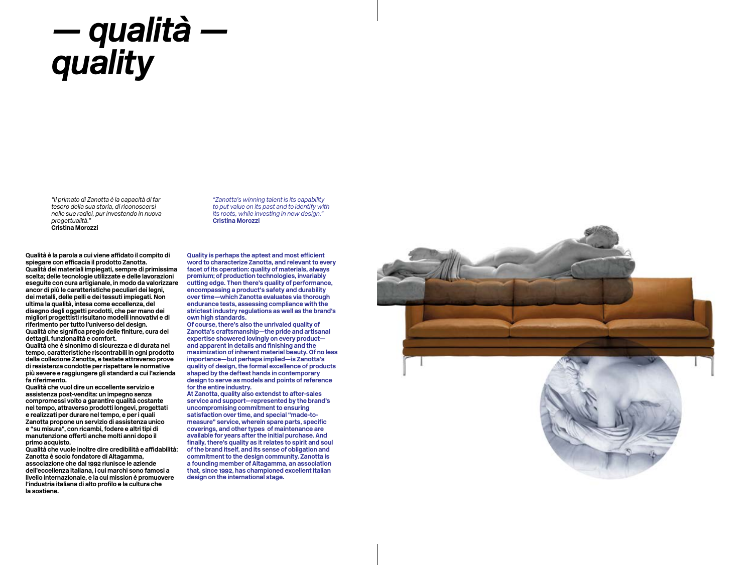# — qualità — quality

*"Il primato di Zanotta è la capacità di far tesoro della sua storia, di riconoscersi nelle sue radici, pur investendo in nuova progettualità."*
**Cristina Morozzi**

*"Zanotta's winning talent is its capability to put value on its past and to identify with its roots, while investing in new design."*
**Cristina Morozzi**

**Qualità è la parola a cui viene affidato il compito di spiegare con efficacia il prodotto Zanotta. Qualità dei materiali impiegati, sempre di primissima scelta; delle tecnologie utilizzate e delle lavorazioni eseguite con cura artigianale, in modo da valorizzare ancor di più le caratteristiche peculiari dei legni, dei metalli, delle pelli e dei tessuti impiegati. Non ultima la qualità, intesa come eccellenza, del disegno degli oggetti prodotti, che per mano dei migliori progettisti risultano modelli innovativi e di riferimento per tutto l'universo del design. Qualità che significa pregio delle finiture, cura dei dettagli, funzionalità e comfort. Qualità che è sinonimo di sicurezza e di durata nel tempo, caratteristiche riscontrabili in ogni prodotto della collezione Zanotta, e testate attraverso prove di resistenza condotte per rispettare le normative più severe e raggiungere gli standard a cui l'azienda fa riferimento. Qualità che vuol dire un eccellente servizio e assistenza post-vendita: un impegno senza compromessi volto a garantire qualità costante nel tempo, attraverso prodotti longevi, progettati e realizzati per durare nel tempo, e per i quali Zanotta propone un servizio di assistenza unico e "su misura", con ricambi, fodere e altri tipi di manutenzione offerti anche molti anni dopo il primo acquisto. Qualità che vuole inoltre dire credibilità e affidabilità: Zanotta è socio fondatore di Altagamma, associazione che dal 1992 riunisce le aziende dell'eccellenza italiana, i cui marchi sono famosi a livello internazionale, e la cui mission è promuovere l'industria italiana di alto profilo e la cultura che la sostiene.**

**Quality is perhaps the aptest and most efficient word to characterize Zanotta, and relevant to every facet of its operation: quality of materials, always premium; of production technologies, invariably cutting edge. Then there's quality of performance, encompassing a product's safety and durability over time—which Zanotta evaluates via thorough endurance tests, assessing compliance with the strictest industry regulations as well as the brand's own high standards. Of course, there's also the unrivaled quality of Zanotta's craftsmanship—the pride and artisanal expertise showered lovingly on every product—and apparent in details and finishing and the maximization of inherent material beauty. Of no less importance—but perhaps implied—is Zanotta's quality of design, the formal excellence of products shaped by the deftest hands in contemporary design to serve as models and points of reference for the entire industry. At Zanotta, quality also extendst to after-sales service and support—represented by the brand's uncompromising commitment to ensuring satisfaction over time, and special "made-to-measure" service, wherein spare parts, specific coverings, and other types of maintenance are available for years after the initial purchase. And finally, there's quality as it relates to spirit and soul of the brand itself, and its sense of obligation and commitment to the design community. Zanotta is a founding member of Altagamma, an association that, since 1992, has championed excellent Italian design on the international stage.**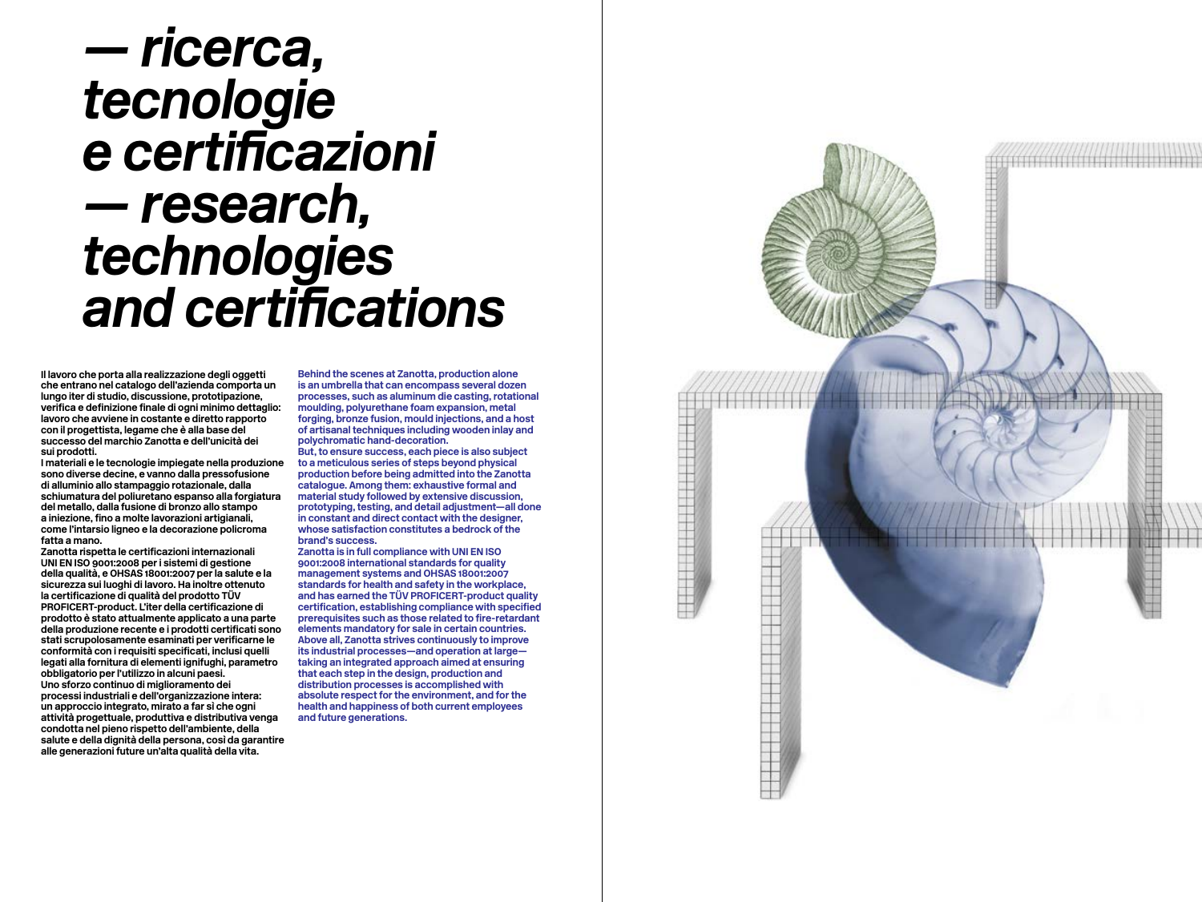# *— ricerca, tecnologie e certificazioni — research, technologies and certifications*

Il lavoro che porta alla realizzazione degli oggetti che entrano nel catalogo dell'azienda comporta un lungo iter di studio, discussione, prototipazione, verifica e definizione finale di ogni minimo dettaglio: lavoro che avviene in costante e diretto rapporto con il progettista, legame che è alla base del successo del marchio Zanotta e dell'unicità dei sui prodotti.

I materiali e le tecnologie impiegate nella produzione sono diverse decine, e vanno dalla pressofusione di alluminio allo stampaggio rotazionale, dalla schiumatura del poliuretano espanso alla forgiatura del metallo, dalla fusione di bronzo allo stampo a iniezione, fino a molte lavorazioni artigianali, come l'intarsio ligneo e la decorazione policroma fatta a mano.

Zanotta rispetta le certificazioni internazionali UNI EN ISO 9001:2008 per i sistemi di gestione della qualità, e OHSAS 18001:2007 per la salute e la sicurezza sui luoghi di lavoro. Ha inoltre ottenuto la certificazione di qualità del prodotto TÜV PROFICERT-product. L'iter della certificazione di prodotto è stato attualmente applicato a una parte della produzione recente e i prodotti certificati sono stati scrupolosamente esaminati per verificarne le conformità con i requisiti specificati, inclusi quelli legati alla fornitura di elementi ignifughi, parametro obbligatorio per l'utilizzo in alcuni paesi.

Uno sforzo continuo di miglioramento dei processi industriali e dell'organizzazione intera: un approccio integrato, mirato a far sì che ogni attività progettuale, produttiva e distributiva venga condotta nel pieno rispetto dell'ambiente, della salute e della dignità della persona, così da garantire alle generazioni future un'alta qualità della vita.

Behind the scenes at Zanotta, production alone is an umbrella that can encompass several dozen processes, such as aluminum die casting, rotational moulding, polyurethane foam expansion, metal forging, bronze fusion, mould injections, and a host of artisanal techniques including wooden inlay and polychromatic hand-decoration.

But, to ensure success, each piece is also subject to a meticulous series of steps beyond physical production before being admitted into the Zanotta catalogue. Among them: exhaustive formal and material study followed by extensive discussion, prototyping, testing, and detail adjustment—all done in constant and direct contact with the designer, whose satisfaction constitutes a bedrock of the brand's success.

Zanotta is in full compliance with UNI EN ISO 9001:2008 international standards for quality management systems and OHSAS 18001:2007 standards for health and safety in the workplace, and has earned the TÜV PROFICERT-product quality certification, establishing compliance with specified prerequisites such as those related to fire-retardant elements mandatory for sale in certain countries. Above all, Zanotta strives continuously to improve its industrial processes—and operation at large—taking an integrated approach aimed at ensuring that each step in the design, production and distribution processes is accomplished with absolute respect for the environment, and for the health and happiness of both current employees and future generations.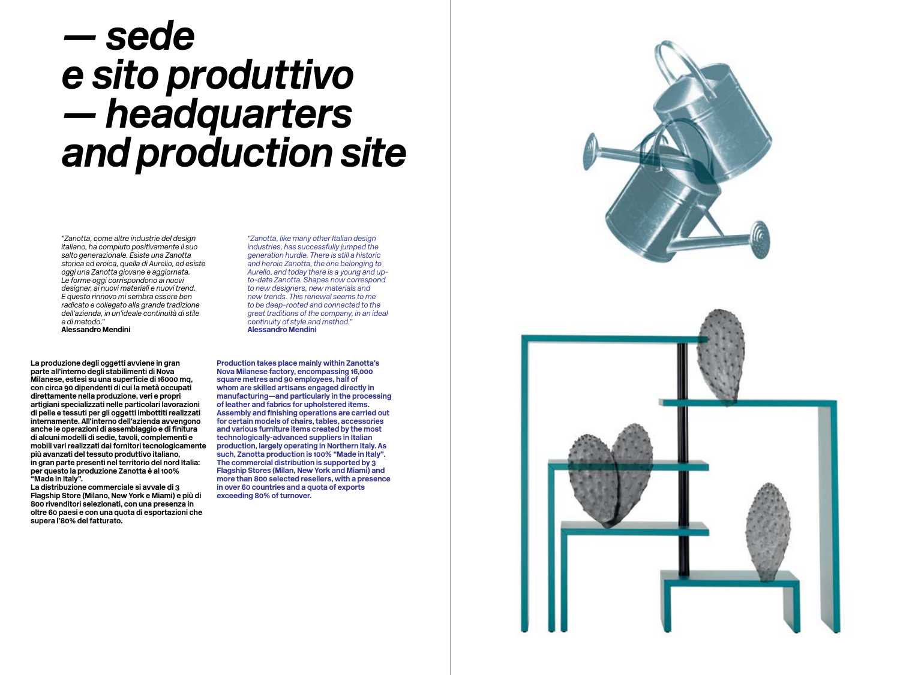# *— sede e sito produttivo — headquarters and production site*

*"Zanotta, come altre industrie del design italiano, ha compiuto positivamente il suo salto generazionale. Esiste una Zanotta storica ed eroica, quella di Aurelio, ed esiste oggi una Zanotta giovane e aggiornata. Le forme oggi corrispondono ai nuovi designer, ai nuovi materiali e nuovi trend. E questo rinnovo mi sembra essere ben radicato e collegato alla grande tradizione dell'azienda, in un'ideale continuità di stile e di metodo."*
**Alessandro Mendini**

**La produzione degli oggetti avviene in gran parte all'interno degli stabilimenti di Nova Milanese, estesi su una superficie di 16000 mq, con circa 90 dipendenti di cui la metà occupati direttamente nella produzione, veri e propri artigiani specializzati nelle particolari lavorazioni di pelle e tessuti per gli oggetti imbottiti realizzati internamente. All'interno dell'azienda avvengono anche le operazioni di assemblaggio e di finitura di alcuni modelli di sedie, tavoli, complementi e mobili vari realizzati dai fornitori tecnologicamente più avanzati del tessuto produttivo italiano, in gran parte presenti nel territorio del nord Italia: per questo la produzione Zanotta è al 100% "Made in Italy".**
**La distribuzione commerciale si avvale di 3 Flagship Store (Milano, New York e Miami) e più di 800 rivenditori selezionati, con una presenza in oltre 60 paesi e con una quota di esportazioni che supera l'80% del fatturato.**

*"Zanotta, like many other Italian design industries, has successfully jumped the generation hurdle. There is still a historic and heroic Zanotta, the one belonging to Aurelio, and today there is a young and up-to-date Zanotta. Shapes now correspond to new designers, new materials and new trends. This renewal seems to me to be deep-rooted and connected to the great traditions of the company, in an ideal continuity of style and method."*
**Alessandro Mendini**

**Production takes place mainly within Zanotta's Nova Milanese factory, encompassing 16,000 square metres and 90 employees, half of whom are skilled artisans engaged directly in manufacturing—and particularly in the processing of leather and fabrics for upholstered items. Assembly and finishing operations are carried out for certain models of chairs, tables, accessories and various furniture items created by the most technologically-advanced suppliers in Italian production, largely operating in Northern Italy. As such, Zanotta production is 100% "Made in Italy". The commercial distribution is supported by 3 Flagship Stores (Milan, New York and Miami) and more than 800 selected resellers, with a presence in over 60 countries and a quota of exports exceeding 80% of turnover.**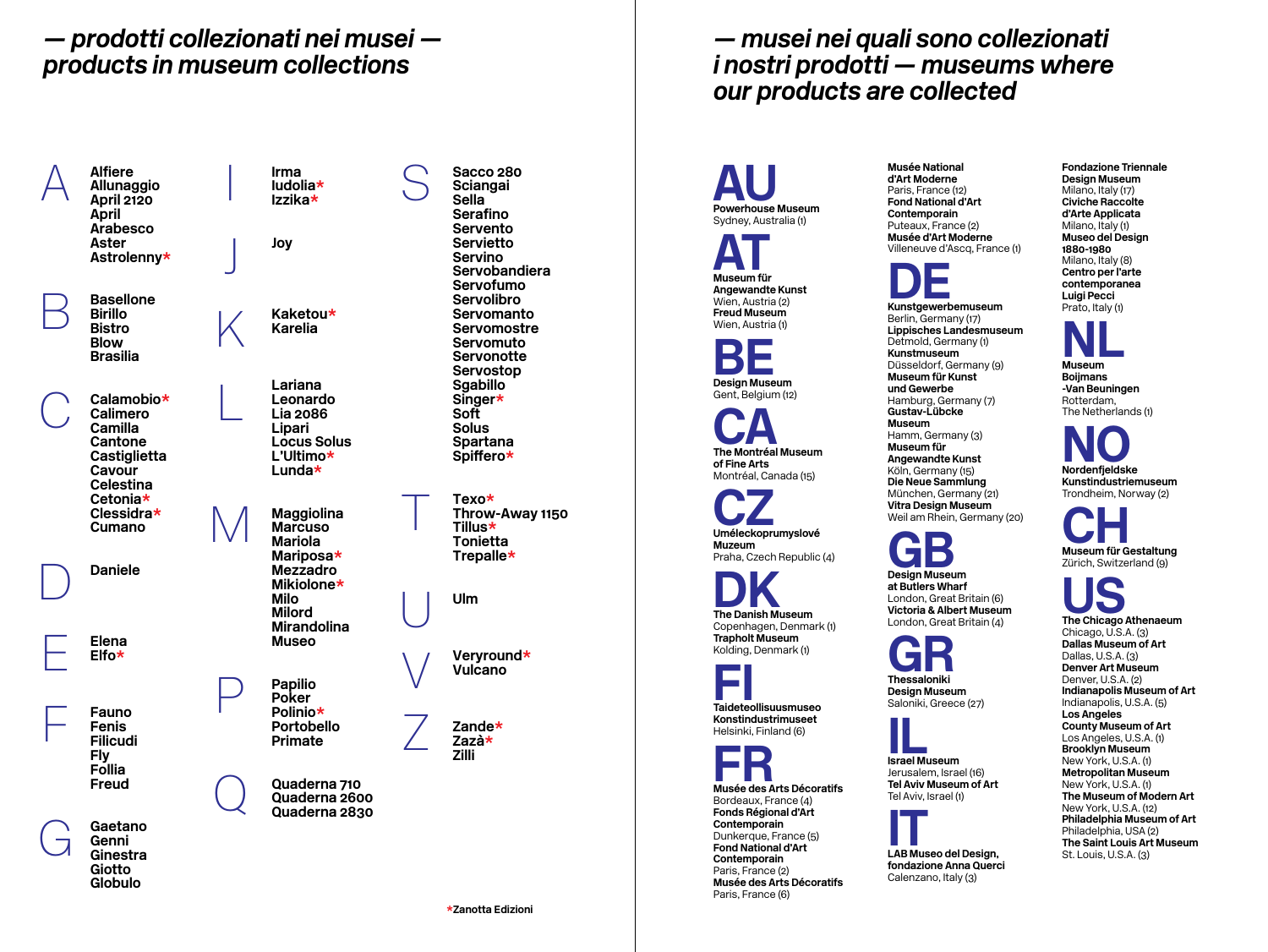## — prodotti collezionati nei musei — products in museum collections

**A**
- Alfiere
- Allunaggio
- April 2120
- April
- Arabesco
- Aster
- Astrolenny*

**B**
- Basellone
- Birillo
- Bistro
- Blow
- Brasilia

**C**
- Calamobio*
- Calimero
- Camilla
- Cantone
- Castiglietta
- Cavour
- Celestina
- Cetonia*
- Clessidra*
- Cumano

**D**
- Daniele

**E**
- Elena
- Elfo*

**F**
- Fauno
- Fenis
- Filicudi
- Fly
- Follia
- Freud

**G**
- Gaetano
- Genni
- Ginestra
- Giotto
- Globulo

**I**
- Irma
- Iudolia*
- Izzika*

**J**
- Joy

**K**
- Kaketou*
- Karelia

**L**
- Lariana
- Leonardo
- Lia 2086
- Lipari
- Locus Solus
- L'Ultimo*
- Lunda*

**M**
- Maggiolina
- Marcuso
- Mariola
- Mariposa*
- Mezzadro
- Mikiolone*
- Milo
- Milord
- Mirandolina
- Museo

**P**
- Papilio
- Poker
- Polinio*
- Portobello
- Primate

**Q**
- Quaderna 710
- Quaderna 2600
- Quaderna 2830

**S**
- Sacco 280
- Sciangai
- Sella
- Serafino
- Servento
- Servietto
- Servino
- Servobandiera
- Servofumo
- Servolibro
- Servomanto
- Servomostre
- Servomuto
- Servonotte
- Servostop
- Sgabillo
- Singer*
- Soft
- Solus
- Spartana
- Spiffero*

**T**
- Texo*
- Throw-Away 1150
- Tillus*
- Toniettа
- Trepalle*

**U**
- Ulm

**V**
- Veryround*
- Vulcano

**Z**
- Zande*
- Zazà*
- Zilli

*Zanotta Edizioni

## — musei nei quali sono collezionati i nostri prodotti — museums where our products are collected

**AU**
- **Powerhouse Museum** Sydney, Australia (1)

**AT**
- **Museum für Angewandte Kunst** Wien, Austria (2)
- **Freud Museum** Wien, Austria (1)

**BE**
- **Design Museum** Gent, Belgium (12)

**CA**
- **The Montréal Museum of Fine Arts** Montréal, Canada (15)

**CZ**
- **Uméleckoprumyslové Muzeum** Praha, Czech Republic (4)

**DK**
- **The Danish Museum** Copenhagen, Denmark (1)
- **Trapholt Museum** Kolding, Denmark (1)

**FI**
- **Taideteollisuusmuseo Konstindustrimuseet** Helsinki, Finland (6)

**FR**
- **Musée des Arts Décoratifs** Bordeaux, France (4)
- **Fonds Régional d'Art Contemporain** Dunkerque, France (5)
- **Fond National d'Art Contemporain** Paris, France (2)
- **Musée des Arts Décoratifs** Paris, France (6)
- **Musée National d'Art Moderne** Paris, France (12)
- **Fond National d'Art Contemporain** Puteaux, France (2)
- **Musée d'Art Moderne** Villeneuve d'Ascq, France (1)

**DE**
- **Kunstgewerbemuseum** Berlin, Germany (17)
- **Lippisches Landesmuseum** Detmold, Germany (1)
- **Kunstmuseum** Düsseldorf, Germany (9)
- **Museum für Kunst und Gewerbe** Hamburg, Germany (7)
- **Gustav-Lübcke Museum** Hamm, Germany (3)
- **Museum für Angewandte Kunst** Köln, Germany (15)
- **Die Neue Sammlung** München, Germany (21)
- **Vitra Design Museum** Weil am Rhein, Germany (20)

**GB**
- **Design Museum at Butlers Wharf** London, Great Britain (6)
- **Victoria & Albert Museum** London, Great Britain (4)

**GR**
- **Thessaloniki Design Museum** Saloniki, Greece (27)

**IL**
- **Israel Museum** Jerusalem, Israel (16)
- **Tel Aviv Museum of Art** Tel Aviv, Israel (1)

**IT**
- **LAB Museo del Design, fondazione Anna Querci** Calenzano, Italy (3)
- **Fondazione Triennale Design Museum** Milano, Italy (17)
- **Civiche Raccolte d'Arte Applicata** Milano, Italy (1)
- **Museo del Design 1880-1980** Milano, Italy (8)
- **Centro per l'arte contemporanea Luigi Pecci** Prato, Italy (1)

**NL**
- **Museum Boijmans -Van Beuningen** Rotterdam, The Netherlands (1)

**NO**
- **Nordenfjeldske Kunstindustrimuseum** Trondheim, Norway (2)

**CH**
- **Museum für Gestaltung** Zürich, Switzerland (9)

**US**
- **The Chicago Athenaeum** Chicago, U.S.A. (3)
- **Dallas Museum of Art** Dallas, U.S.A. (3)
- **Denver Art Museum** Denver, U.S.A. (2)
- **Indianapolis Museum of Art** Indianapolis, U.S.A. (5)
- **Los Angeles County Museum of Art** Los Angeles, U.S.A. (1)
- **Brooklyn Museum** New York, U.S.A. (1)
- **Metropolitan Museum** New York, U.S.A. (1)
- **The Museum of Modern Art** New York, U.S.A. (12)
- **Philadelphia Museum of Art** Philadelphia, USA (2)
- **The Saint Louis Art Museum** St. Louis, U.S.A. (3)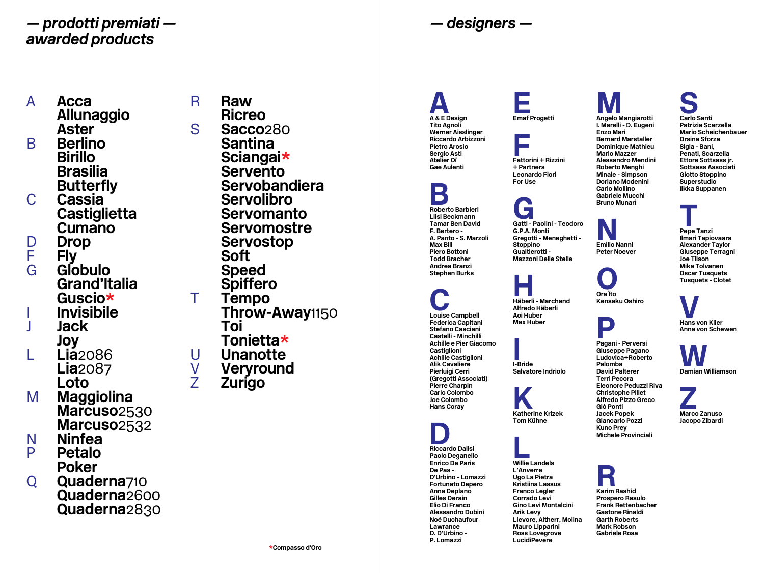## — prodotti premiati — awarded products

**A**
- Acca
- Allunaggio
- Aster

**B**
- Berlino
- Birillo
- Brasilia
- Butterfly

**C**
- Cassia
- Castiglietta
- Cumano

**D**
- Drop

**F**
- Fly

**G**
- Globulo
- Grand'Italia
- Guscio*

**I**
- Invisibile

**J**
- Jack
- Joy

**L**
- Lia2086
- Lia2087
- Loto

**M**
- Maggiolina
- Marcuso2530
- Marcuso2532

**N**
- Ninfea

**P**
- Petalo
- Poker

**Q**
- Quaderna710
- Quaderna2600
- Quaderna2830

**R**
- Raw
- Ricreo

**S**
- Sacco280
- Santina
- Sciangai*
- Servento
- Servobandiera
- Servolibro
- Servomanto
- Servomostre
- Servostop
- Soft
- Speed
- Spiffero

**T**
- Tempo
- Throw-Away1150
- Toi
- Tonietta*

**U**
- Unanotte

**V**
- Veryround

**Z**
- Zurigo

*Compasso d'Oro

## — designers —

**A**
A & E Design
Tito Agnoli
Werner Aisslinger
Riccardo Arbizzoni
Pietro Arosio
Sergio Asti
Atelier Oï
Gae Aulenti

**B**
Roberto Barbieri
Liisi Beckmann
Tamar Ben David
F. Bertero -
A. Panto - S. Marzoli
Max Bill
Piero Bottoni
Todd Bracher
Andrea Branzi
Stephen Burks

**C**
Louise Campbell
Federica Capitani
Stefano Casciani
Castelli - Minchilli
Achille e Pier Giacomo Castiglioni
Achille Castiglioni
Alik Cavaliere
Pierluigi Cerri
(Gregotti Associati)
Pierre Charpin
Carlo Colombo
Joe Colombo
Hans Coray

**D**
Riccardo Dalisi
Paolo Deganello
Enrico De Paris
De Pas -
D'Urbino - Lomazzi
Fortunato Depero
Anna Deplano
Gilles Derain
Elio Di Franco
Alessandro Dubini
Noé Duchaufour
Lawrance
D. D'Urbino -
P. Lomazzi

**E**
Emaf Progetti

**F**
Fattorini + Rizzini
+ Partners
Leonardo Fiori
For Use

**G**
Gatti - Paolini - Teodoro
G.P.A. Monti
Gregotti - Meneghetti -
Stoppino
Gualtierotti -
Mazzoni Delle Stelle

**H**
Häberli - Marchand
Alfredo Häberli
Aoi Huber
Max Huber

**I**
I-Bride
Salvatore Indriolo

**K**
Katherine Krizek
Tom Kühne

**L**
Willie Landels
L'Anverre
Ugo La Pietra
Kristiina Lassus
Franco Legler
Corrado Levi
Gino Levi Montalcini
Arik Levy
Lievore, Altherr, Molina
Mauro Lipparini
Ross Lovegrove
LucidiPevere

**M**
Angelo Mangiarotti
I. Marelli - D. Eugeni
Enzo Mari
Bernard Marstaller
Dominique Mathieu
Mario Mazzer
Alessandro Mendini
Roberto Menghi
Minale - Simpson
Doriano Modenini
Carlo Mollino
Gabriele Mucchi
Bruno Munari

**N**
Emilio Nanni
Peter Noever

**O**
Ora Ïto
Kensaku Oshiro

**P**
Pagani - Perversi
Giuseppe Pagano
Ludovica+Roberto
Palomba
David Palterer
Terri Pecora
Eleonore Peduzzi Riva
Christophe Pillet
Alfredo Pizzo Greco
Giò Ponti
Jacek Popek
Giancarlo Pozzi
Kuno Prey
Michele Provinciali

**R**
Karim Rashid
Prospero Rasulo
Frank Rettenbacher
Gastone Rinaldi
Garth Roberts
Mark Robson
Gabriele Rosa

**S**
Carlo Santi
Patrizia Scarzella
Mario Scheichenbauer
Orsina Sforza
Sigla - Bani,
Penati, Scarzella
Ettore Sottsass jr.
Sottsass Associati
Giotto Stoppino
Superstudio
Ilkka Suppanen

**T**
Pepe Tanzi
Ilmari Tapiovaara
Alexander Taylor
Giuseppe Terragni
Joe Tilson
Mika Tolvanen
Oscar Tusquets
Tusquets - Clotet

**V**
Hans von Klier
Anna von Schewen

**W**
Damian Williamson

**Z**
Marco Zanuso
Jacopo Zibardi